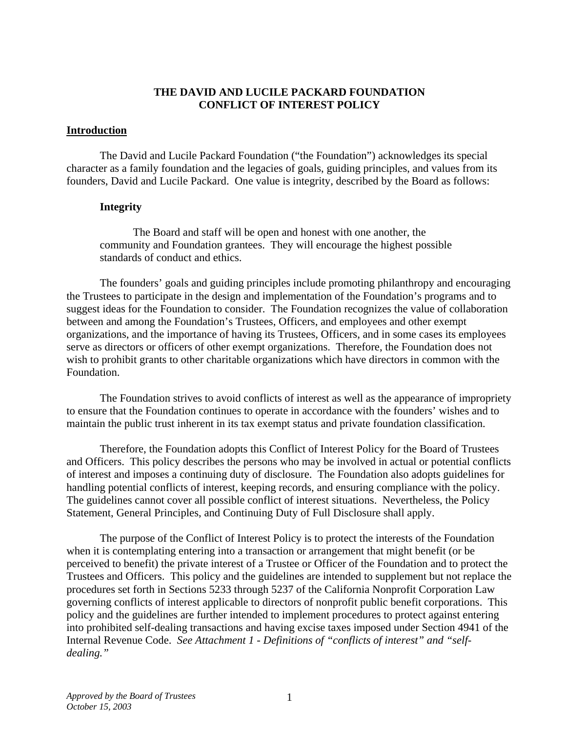# THE DAVID AND LUCILE PACKARD FOUNDATION
# CONFLICT OF INTEREST POLICY

## Introduction

The David and Lucile Packard Foundation ("the Foundation") acknowledges its special character as a family foundation and the legacies of goals, guiding principles, and values from its founders, David and Lucile Packard. One value is integrity, described by the Board as follows:

**Integrity**

> The Board and staff will be open and honest with one another, the community and Foundation grantees. They will encourage the highest possible standards of conduct and ethics.

The founders' goals and guiding principles include promoting philanthropy and encouraging the Trustees to participate in the design and implementation of the Foundation's programs and to suggest ideas for the Foundation to consider. The Foundation recognizes the value of collaboration between and among the Foundation's Trustees, Officers, and employees and other exempt organizations, and the importance of having its Trustees, Officers, and in some cases its employees serve as directors or officers of other exempt organizations. Therefore, the Foundation does not wish to prohibit grants to other charitable organizations which have directors in common with the Foundation.

The Foundation strives to avoid conflicts of interest as well as the appearance of impropriety to ensure that the Foundation continues to operate in accordance with the founders' wishes and to maintain the public trust inherent in its tax exempt status and private foundation classification.

Therefore, the Foundation adopts this Conflict of Interest Policy for the Board of Trustees and Officers. This policy describes the persons who may be involved in actual or potential conflicts of interest and imposes a continuing duty of disclosure. The Foundation also adopts guidelines for handling potential conflicts of interest, keeping records, and ensuring compliance with the policy. The guidelines cannot cover all possible conflict of interest situations. Nevertheless, the Policy Statement, General Principles, and Continuing Duty of Full Disclosure shall apply.

The purpose of the Conflict of Interest Policy is to protect the interests of the Foundation when it is contemplating entering into a transaction or arrangement that might benefit (or be perceived to benefit) the private interest of a Trustee or Officer of the Foundation and to protect the Trustees and Officers. This policy and the guidelines are intended to supplement but not replace the procedures set forth in Sections 5233 through 5237 of the California Nonprofit Corporation Law governing conflicts of interest applicable to directors of nonprofit public benefit corporations. This policy and the guidelines are further intended to implement procedures to protect against entering into prohibited self-dealing transactions and having excise taxes imposed under Section 4941 of the Internal Revenue Code. *See Attachment 1 - Definitions of "conflicts of interest" and "self-dealing."*

*Approved by the Board of Trustees*
*October 15, 2003*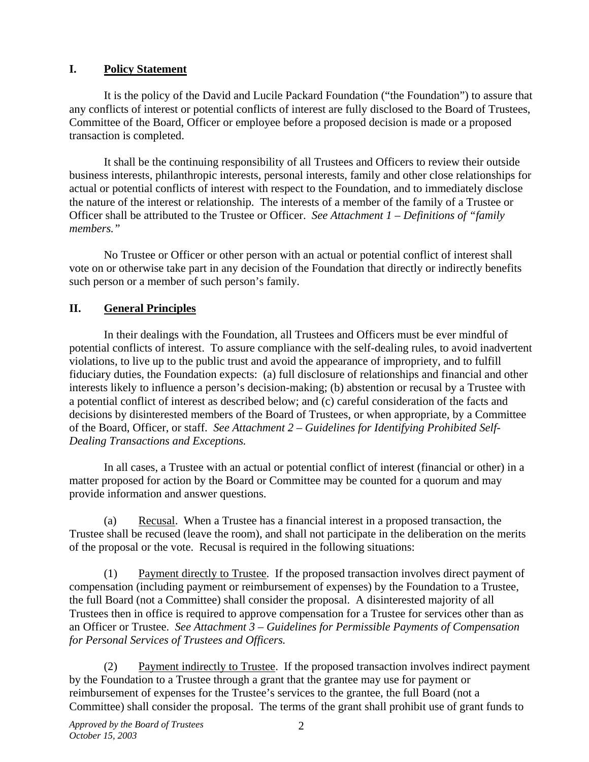## I. Policy Statement

It is the policy of the David and Lucile Packard Foundation ("the Foundation") to assure that any conflicts of interest or potential conflicts of interest are fully disclosed to the Board of Trustees, Committee of the Board, Officer or employee before a proposed decision is made or a proposed transaction is completed.

It shall be the continuing responsibility of all Trustees and Officers to review their outside business interests, philanthropic interests, personal interests, family and other close relationships for actual or potential conflicts of interest with respect to the Foundation, and to immediately disclose the nature of the interest or relationship. The interests of a member of the family of a Trustee or Officer shall be attributed to the Trustee or Officer. *See Attachment 1 – Definitions of "family members."*

No Trustee or Officer or other person with an actual or potential conflict of interest shall vote on or otherwise take part in any decision of the Foundation that directly or indirectly benefits such person or a member of such person's family.

## II. General Principles

In their dealings with the Foundation, all Trustees and Officers must be ever mindful of potential conflicts of interest. To assure compliance with the self-dealing rules, to avoid inadvertent violations, to live up to the public trust and avoid the appearance of impropriety, and to fulfill fiduciary duties, the Foundation expects: (a) full disclosure of relationships and financial and other interests likely to influence a person's decision-making; (b) abstention or recusal by a Trustee with a potential conflict of interest as described below; and (c) careful consideration of the facts and decisions by disinterested members of the Board of Trustees, or when appropriate, by a Committee of the Board, Officer, or staff. *See Attachment 2 – Guidelines for Identifying Prohibited Self-Dealing Transactions and Exceptions.*

In all cases, a Trustee with an actual or potential conflict of interest (financial or other) in a matter proposed for action by the Board or Committee may be counted for a quorum and may provide information and answer questions.

(a) Recusal. When a Trustee has a financial interest in a proposed transaction, the Trustee shall be recused (leave the room), and shall not participate in the deliberation on the merits of the proposal or the vote. Recusal is required in the following situations:

(1) Payment directly to Trustee. If the proposed transaction involves direct payment of compensation (including payment or reimbursement of expenses) by the Foundation to a Trustee, the full Board (not a Committee) shall consider the proposal. A disinterested majority of all Trustees then in office is required to approve compensation for a Trustee for services other than as an Officer or Trustee. *See Attachment 3 – Guidelines for Permissible Payments of Compensation for Personal Services of Trustees and Officers.*

(2) Payment indirectly to Trustee. If the proposed transaction involves indirect payment by the Foundation to a Trustee through a grant that the grantee may use for payment or reimbursement of expenses for the Trustee's services to the grantee, the full Board (not a Committee) shall consider the proposal. The terms of the grant shall prohibit use of grant funds to

*Approved by the Board of Trustees*
*October 15, 2003*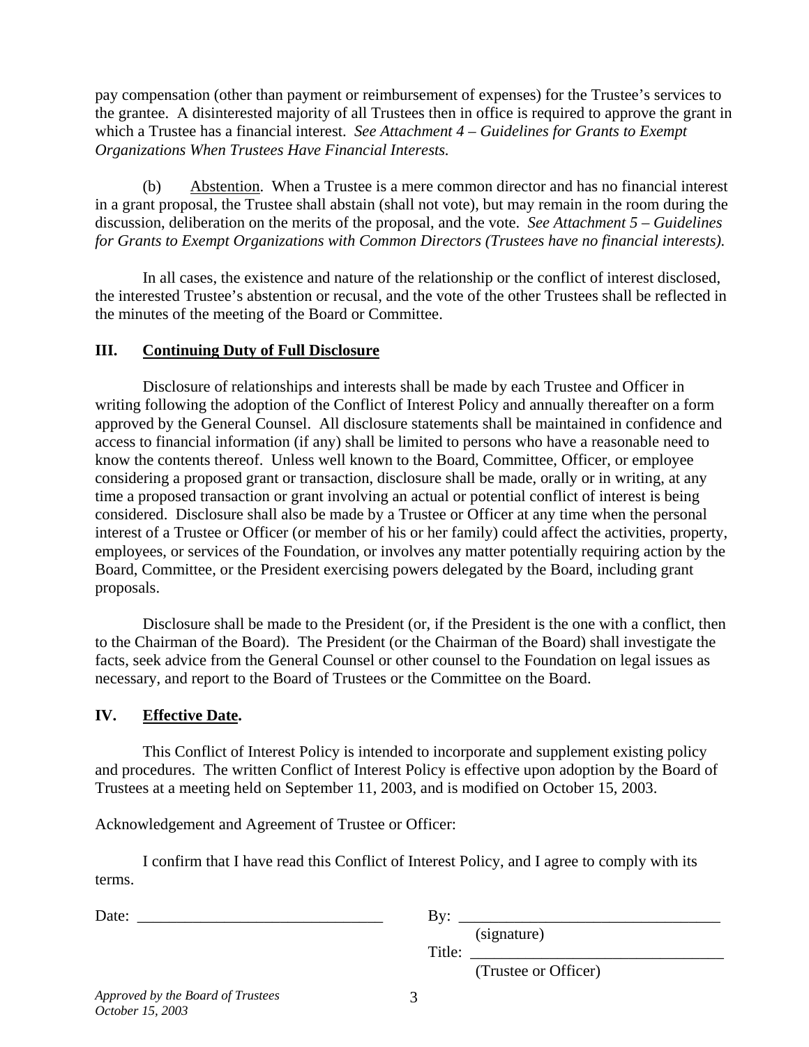pay compensation (other than payment or reimbursement of expenses) for the Trustee's services to the grantee. A disinterested majority of all Trustees then in office is required to approve the grant in which a Trustee has a financial interest. *See Attachment 4 – Guidelines for Grants to Exempt Organizations When Trustees Have Financial Interests.*

(b) Abstention. When a Trustee is a mere common director and has no financial interest in a grant proposal, the Trustee shall abstain (shall not vote), but may remain in the room during the discussion, deliberation on the merits of the proposal, and the vote. *See Attachment 5 – Guidelines for Grants to Exempt Organizations with Common Directors (Trustees have no financial interests).*

In all cases, the existence and nature of the relationship or the conflict of interest disclosed, the interested Trustee's abstention or recusal, and the vote of the other Trustees shall be reflected in the minutes of the meeting of the Board or Committee.

## III. Continuing Duty of Full Disclosure

Disclosure of relationships and interests shall be made by each Trustee and Officer in writing following the adoption of the Conflict of Interest Policy and annually thereafter on a form approved by the General Counsel. All disclosure statements shall be maintained in confidence and access to financial information (if any) shall be limited to persons who have a reasonable need to know the contents thereof. Unless well known to the Board, Committee, Officer, or employee considering a proposed grant or transaction, disclosure shall be made, orally or in writing, at any time a proposed transaction or grant involving an actual or potential conflict of interest is being considered. Disclosure shall also be made by a Trustee or Officer at any time when the personal interest of a Trustee or Officer (or member of his or her family) could affect the activities, property, employees, or services of the Foundation, or involves any matter potentially requiring action by the Board, Committee, or the President exercising powers delegated by the Board, including grant proposals.

Disclosure shall be made to the President (or, if the President is the one with a conflict, then to the Chairman of the Board). The President (or the Chairman of the Board) shall investigate the facts, seek advice from the General Counsel or other counsel to the Foundation on legal issues as necessary, and report to the Board of Trustees or the Committee on the Board.

## IV. Effective Date.

This Conflict of Interest Policy is intended to incorporate and supplement existing policy and procedures. The written Conflict of Interest Policy is effective upon adoption by the Board of Trustees at a meeting held on September 11, 2003, and is modified on October 15, 2003.

Acknowledgement and Agreement of Trustee or Officer:

I confirm that I have read this Conflict of Interest Policy, and I agree to comply with its terms.

Date: _______________________________ By: _________________________________
(signature)

Title: ________________________________
(Trustee or Officer)

*Approved by the Board of Trustees October 15, 2003*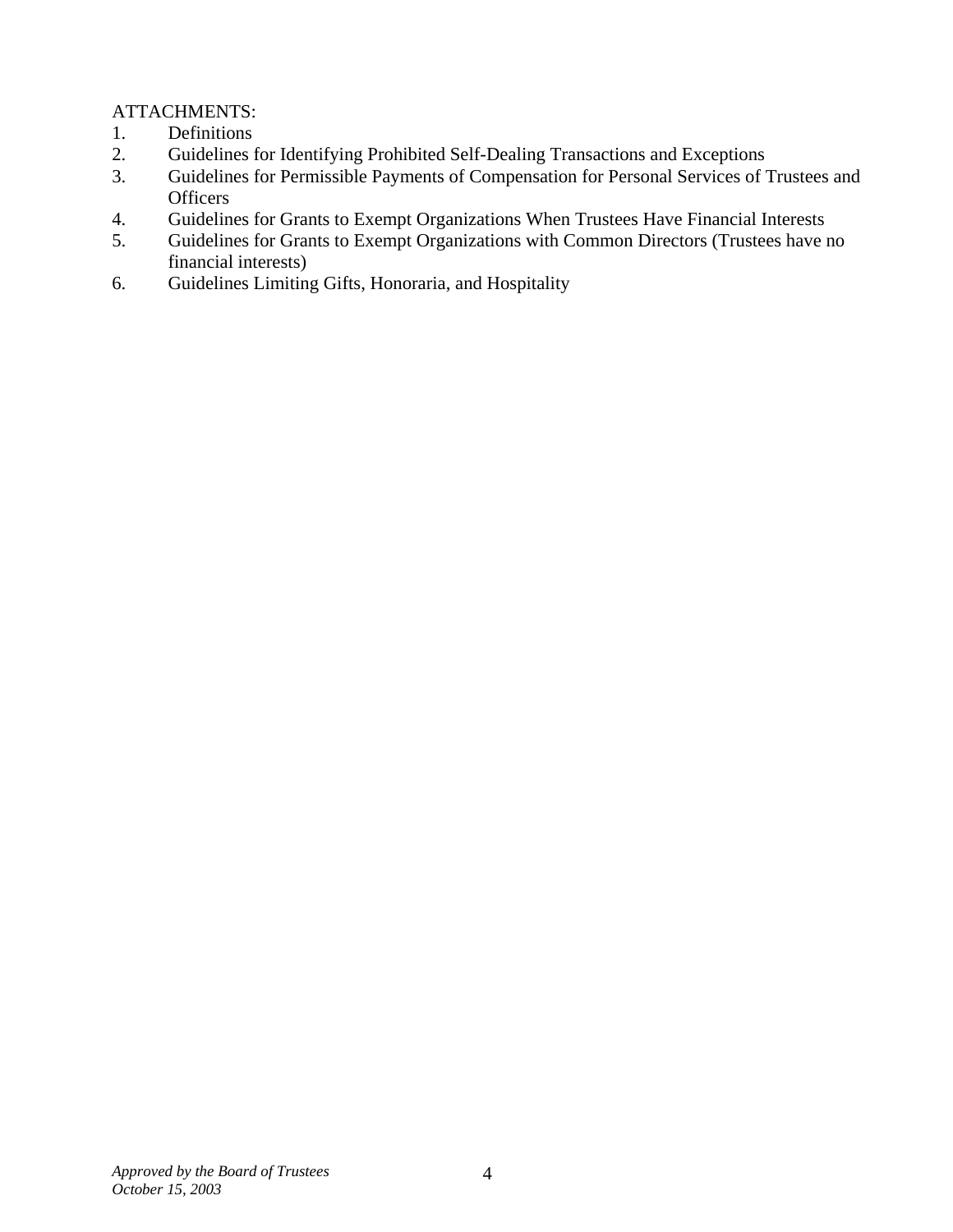ATTACHMENTS:

1. Definitions
2. Guidelines for Identifying Prohibited Self-Dealing Transactions and Exceptions
3. Guidelines for Permissible Payments of Compensation for Personal Services of Trustees and Officers
4. Guidelines for Grants to Exempt Organizations When Trustees Have Financial Interests
5. Guidelines for Grants to Exempt Organizations with Common Directors (Trustees have no financial interests)
6. Guidelines Limiting Gifts, Honoraria, and Hospitality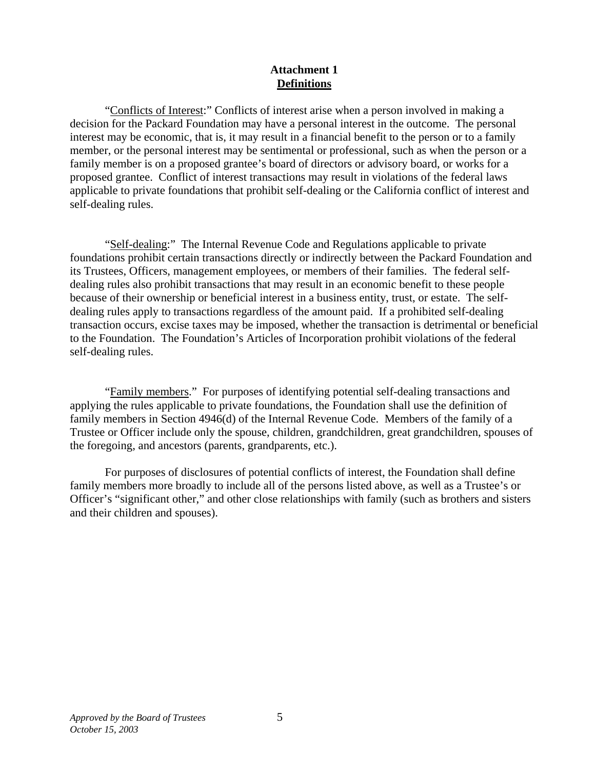**Attachment 1**
**<u>Definitions</u>**

"<u>Conflicts of Interest</u>:" Conflicts of interest arise when a person involved in making a decision for the Packard Foundation may have a personal interest in the outcome. The personal interest may be economic, that is, it may result in a financial benefit to the person or to a family member, or the personal interest may be sentimental or professional, such as when the person or a family member is on a proposed grantee's board of directors or advisory board, or works for a proposed grantee. Conflict of interest transactions may result in violations of the federal laws applicable to private foundations that prohibit self-dealing or the California conflict of interest and self-dealing rules.

"<u>Self-dealing</u>:" The Internal Revenue Code and Regulations applicable to private foundations prohibit certain transactions directly or indirectly between the Packard Foundation and its Trustees, Officers, management employees, or members of their families. The federal self-dealing rules also prohibit transactions that may result in an economic benefit to these people because of their ownership or beneficial interest in a business entity, trust, or estate. The self-dealing rules apply to transactions regardless of the amount paid. If a prohibited self-dealing transaction occurs, excise taxes may be imposed, whether the transaction is detrimental or beneficial to the Foundation. The Foundation's Articles of Incorporation prohibit violations of the federal self-dealing rules.

"<u>Family members</u>." For purposes of identifying potential self-dealing transactions and applying the rules applicable to private foundations, the Foundation shall use the definition of family members in Section 4946(d) of the Internal Revenue Code. Members of the family of a Trustee or Officer include only the spouse, children, grandchildren, great grandchildren, spouses of the foregoing, and ancestors (parents, grandparents, etc.).

For purposes of disclosures of potential conflicts of interest, the Foundation shall define family members more broadly to include all of the persons listed above, as well as a Trustee's or Officer's "significant other," and other close relationships with family (such as brothers and sisters and their children and spouses).

*Approved by the Board of Trustees*
*October 15, 2003*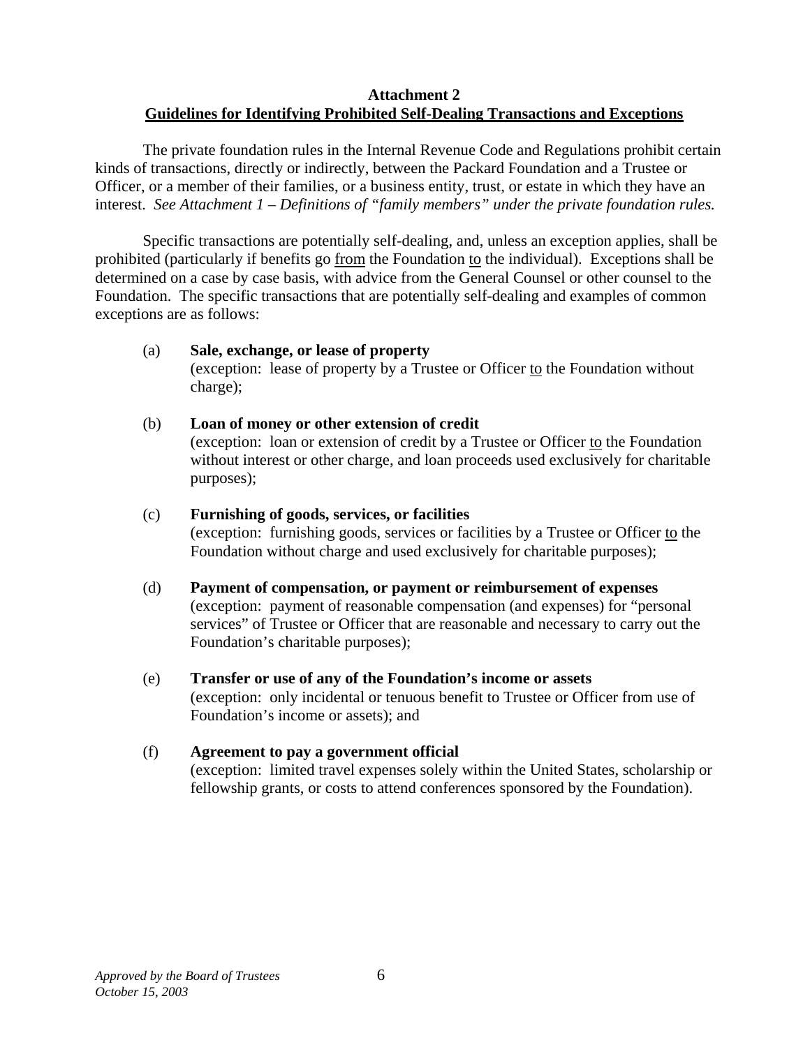## Attachment 2

## Guidelines for Identifying Prohibited Self-Dealing Transactions and Exceptions

The private foundation rules in the Internal Revenue Code and Regulations prohibit certain kinds of transactions, directly or indirectly, between the Packard Foundation and a Trustee or Officer, or a member of their families, or a business entity, trust, or estate in which they have an interest. *See Attachment 1 – Definitions of "family members" under the private foundation rules.*

Specific transactions are potentially self-dealing, and, unless an exception applies, shall be prohibited (particularly if benefits go from the Foundation to the individual). Exceptions shall be determined on a case by case basis, with advice from the General Counsel or other counsel to the Foundation. The specific transactions that are potentially self-dealing and examples of common exceptions are as follows:

(a) **Sale, exchange, or lease of property**
(exception: lease of property by a Trustee or Officer to the Foundation without charge);

(b) **Loan of money or other extension of credit**
(exception: loan or extension of credit by a Trustee or Officer to the Foundation without interest or other charge, and loan proceeds used exclusively for charitable purposes);

(c) **Furnishing of goods, services, or facilities**
(exception: furnishing goods, services or facilities by a Trustee or Officer to the Foundation without charge and used exclusively for charitable purposes);

(d) **Payment of compensation, or payment or reimbursement of expenses**
(exception: payment of reasonable compensation (and expenses) for "personal services" of Trustee or Officer that are reasonable and necessary to carry out the Foundation's charitable purposes);

(e) **Transfer or use of any of the Foundation's income or assets**
(exception: only incidental or tenuous benefit to Trustee or Officer from use of Foundation's income or assets); and

(f) **Agreement to pay a government official**
(exception: limited travel expenses solely within the United States, scholarship or fellowship grants, or costs to attend conferences sponsored by the Foundation).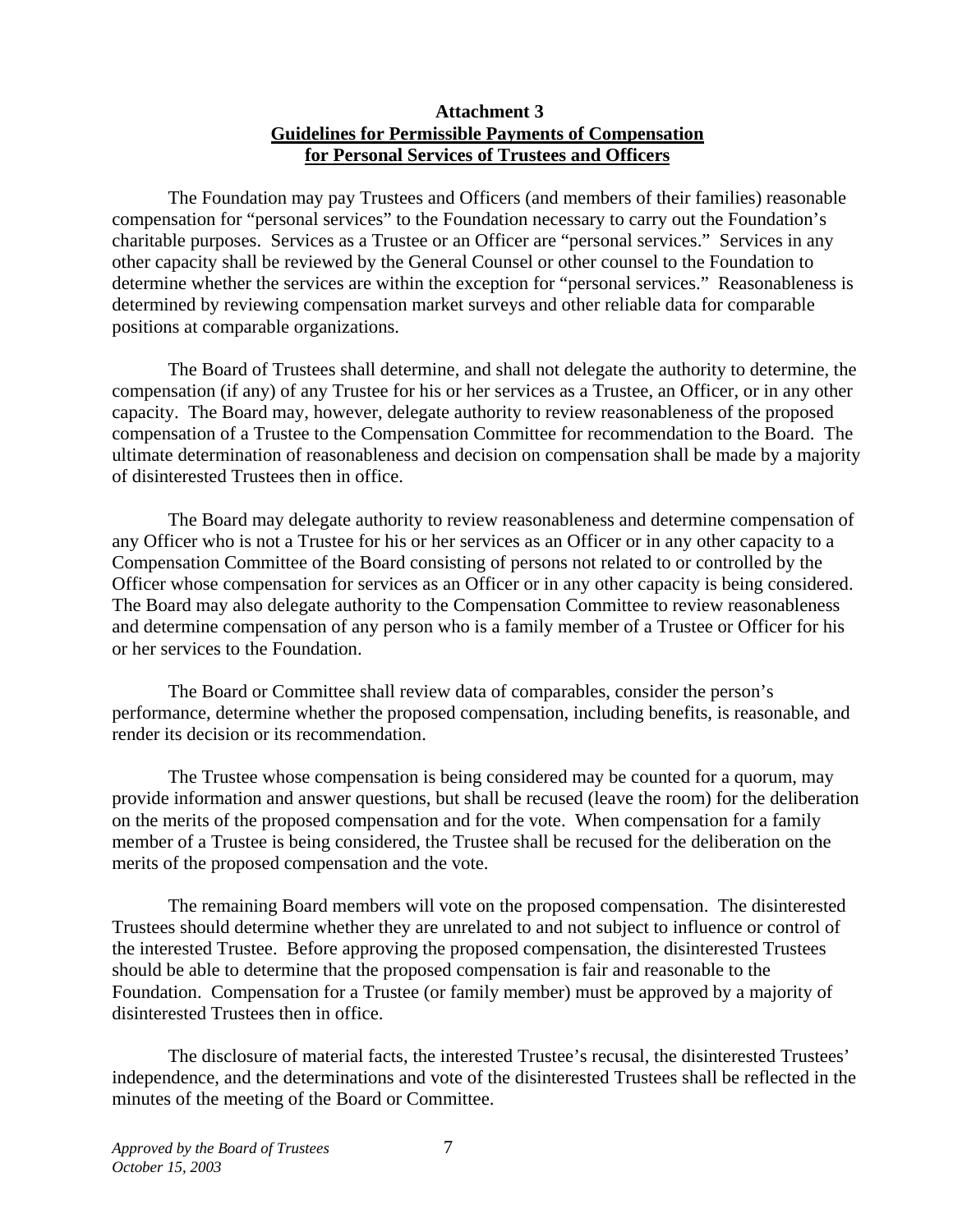**Attachment 3**

**Guidelines for Permissible Payments of Compensation for Personal Services of Trustees and Officers**

The Foundation may pay Trustees and Officers (and members of their families) reasonable compensation for "personal services" to the Foundation necessary to carry out the Foundation's charitable purposes. Services as a Trustee or an Officer are "personal services." Services in any other capacity shall be reviewed by the General Counsel or other counsel to the Foundation to determine whether the services are within the exception for "personal services." Reasonableness is determined by reviewing compensation market surveys and other reliable data for comparable positions at comparable organizations.

The Board of Trustees shall determine, and shall not delegate the authority to determine, the compensation (if any) of any Trustee for his or her services as a Trustee, an Officer, or in any other capacity. The Board may, however, delegate authority to review reasonableness of the proposed compensation of a Trustee to the Compensation Committee for recommendation to the Board. The ultimate determination of reasonableness and decision on compensation shall be made by a majority of disinterested Trustees then in office.

The Board may delegate authority to review reasonableness and determine compensation of any Officer who is not a Trustee for his or her services as an Officer or in any other capacity to a Compensation Committee of the Board consisting of persons not related to or controlled by the Officer whose compensation for services as an Officer or in any other capacity is being considered. The Board may also delegate authority to the Compensation Committee to review reasonableness and determine compensation of any person who is a family member of a Trustee or Officer for his or her services to the Foundation.

The Board or Committee shall review data of comparables, consider the person's performance, determine whether the proposed compensation, including benefits, is reasonable, and render its decision or its recommendation.

The Trustee whose compensation is being considered may be counted for a quorum, may provide information and answer questions, but shall be recused (leave the room) for the deliberation on the merits of the proposed compensation and for the vote. When compensation for a family member of a Trustee is being considered, the Trustee shall be recused for the deliberation on the merits of the proposed compensation and the vote.

The remaining Board members will vote on the proposed compensation. The disinterested Trustees should determine whether they are unrelated to and not subject to influence or control of the interested Trustee. Before approving the proposed compensation, the disinterested Trustees should be able to determine that the proposed compensation is fair and reasonable to the Foundation. Compensation for a Trustee (or family member) must be approved by a majority of disinterested Trustees then in office.

The disclosure of material facts, the interested Trustee's recusal, the disinterested Trustees' independence, and the determinations and vote of the disinterested Trustees shall be reflected in the minutes of the meeting of the Board or Committee.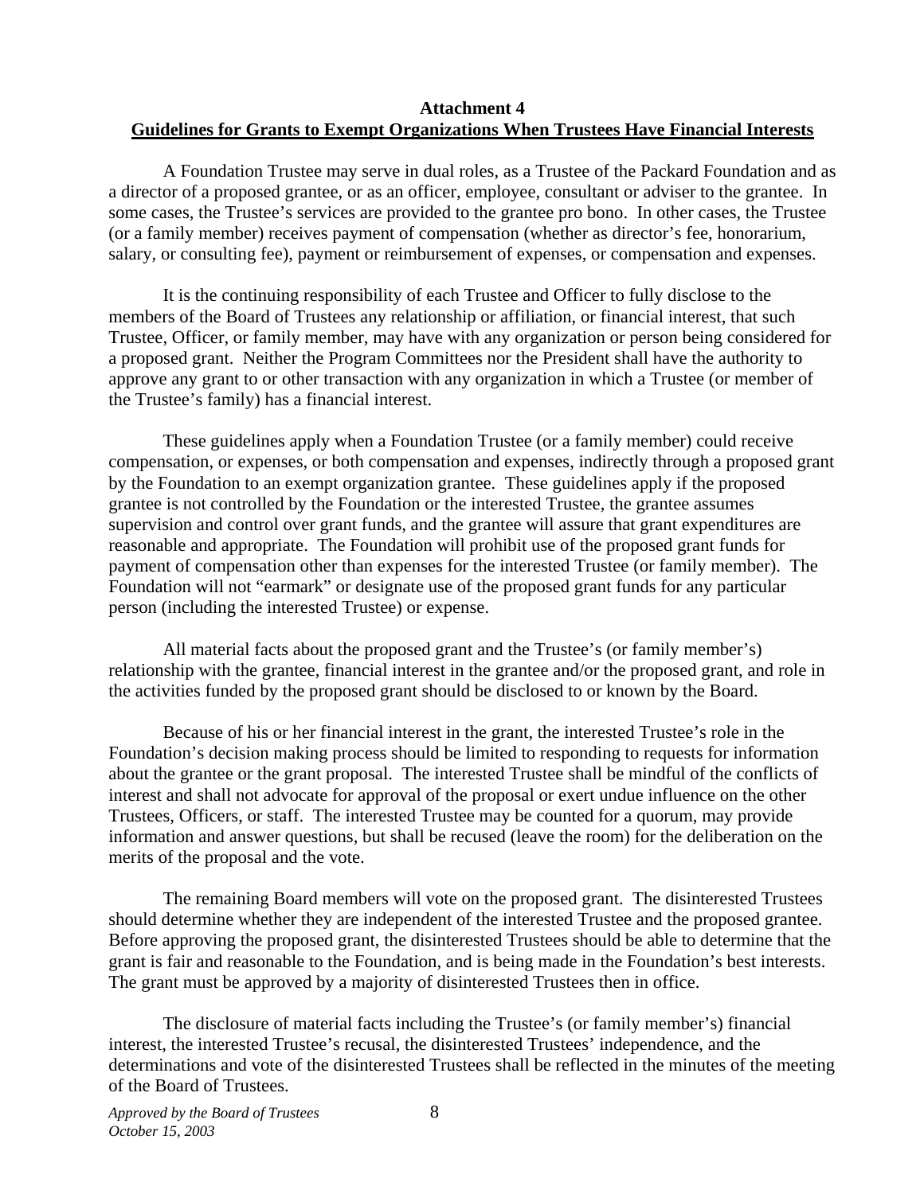**Attachment 4**

**Guidelines for Grants to Exempt Organizations When Trustees Have Financial Interests**

A Foundation Trustee may serve in dual roles, as a Trustee of the Packard Foundation and as a director of a proposed grantee, or as an officer, employee, consultant or adviser to the grantee. In some cases, the Trustee's services are provided to the grantee pro bono. In other cases, the Trustee (or a family member) receives payment of compensation (whether as director's fee, honorarium, salary, or consulting fee), payment or reimbursement of expenses, or compensation and expenses.

It is the continuing responsibility of each Trustee and Officer to fully disclose to the members of the Board of Trustees any relationship or affiliation, or financial interest, that such Trustee, Officer, or family member, may have with any organization or person being considered for a proposed grant. Neither the Program Committees nor the President shall have the authority to approve any grant to or other transaction with any organization in which a Trustee (or member of the Trustee's family) has a financial interest.

These guidelines apply when a Foundation Trustee (or a family member) could receive compensation, or expenses, or both compensation and expenses, indirectly through a proposed grant by the Foundation to an exempt organization grantee. These guidelines apply if the proposed grantee is not controlled by the Foundation or the interested Trustee, the grantee assumes supervision and control over grant funds, and the grantee will assure that grant expenditures are reasonable and appropriate. The Foundation will prohibit use of the proposed grant funds for payment of compensation other than expenses for the interested Trustee (or family member). The Foundation will not "earmark" or designate use of the proposed grant funds for any particular person (including the interested Trustee) or expense.

All material facts about the proposed grant and the Trustee's (or family member's) relationship with the grantee, financial interest in the grantee and/or the proposed grant, and role in the activities funded by the proposed grant should be disclosed to or known by the Board.

Because of his or her financial interest in the grant, the interested Trustee's role in the Foundation's decision making process should be limited to responding to requests for information about the grantee or the grant proposal. The interested Trustee shall be mindful of the conflicts of interest and shall not advocate for approval of the proposal or exert undue influence on the other Trustees, Officers, or staff. The interested Trustee may be counted for a quorum, may provide information and answer questions, but shall be recused (leave the room) for the deliberation on the merits of the proposal and the vote.

The remaining Board members will vote on the proposed grant. The disinterested Trustees should determine whether they are independent of the interested Trustee and the proposed grantee. Before approving the proposed grant, the disinterested Trustees should be able to determine that the grant is fair and reasonable to the Foundation, and is being made in the Foundation's best interests. The grant must be approved by a majority of disinterested Trustees then in office.

The disclosure of material facts including the Trustee's (or family member's) financial interest, the interested Trustee's recusal, the disinterested Trustees' independence, and the determinations and vote of the disinterested Trustees shall be reflected in the minutes of the meeting of the Board of Trustees.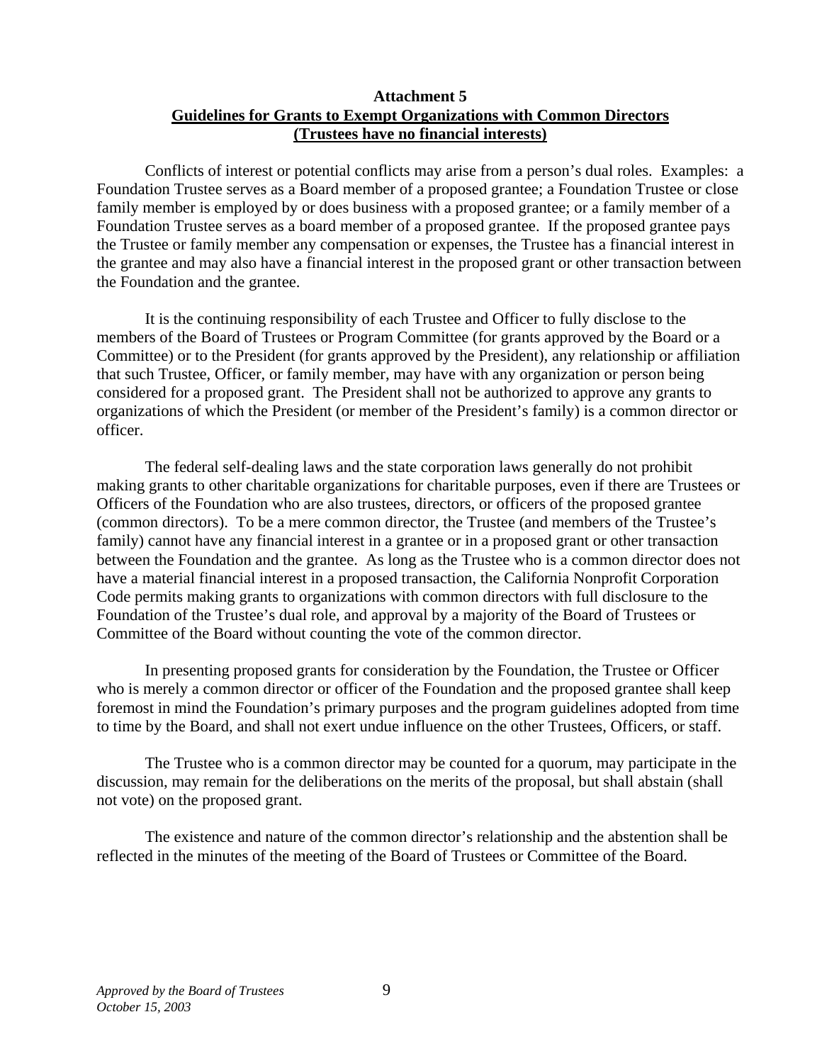**Attachment 5**

**Guidelines for Grants to Exempt Organizations with Common Directors**
**(Trustees have no financial interests)**

Conflicts of interest or potential conflicts may arise from a person's dual roles. Examples: a Foundation Trustee serves as a Board member of a proposed grantee; a Foundation Trustee or close family member is employed by or does business with a proposed grantee; or a family member of a Foundation Trustee serves as a board member of a proposed grantee. If the proposed grantee pays the Trustee or family member any compensation or expenses, the Trustee has a financial interest in the grantee and may also have a financial interest in the proposed grant or other transaction between the Foundation and the grantee.

It is the continuing responsibility of each Trustee and Officer to fully disclose to the members of the Board of Trustees or Program Committee (for grants approved by the Board or a Committee) or to the President (for grants approved by the President), any relationship or affiliation that such Trustee, Officer, or family member, may have with any organization or person being considered for a proposed grant. The President shall not be authorized to approve any grants to organizations of which the President (or member of the President's family) is a common director or officer.

The federal self-dealing laws and the state corporation laws generally do not prohibit making grants to other charitable organizations for charitable purposes, even if there are Trustees or Officers of the Foundation who are also trustees, directors, or officers of the proposed grantee (common directors). To be a mere common director, the Trustee (and members of the Trustee's family) cannot have any financial interest in a grantee or in a proposed grant or other transaction between the Foundation and the grantee. As long as the Trustee who is a common director does not have a material financial interest in a proposed transaction, the California Nonprofit Corporation Code permits making grants to organizations with common directors with full disclosure to the Foundation of the Trustee's dual role, and approval by a majority of the Board of Trustees or Committee of the Board without counting the vote of the common director.

In presenting proposed grants for consideration by the Foundation, the Trustee or Officer who is merely a common director or officer of the Foundation and the proposed grantee shall keep foremost in mind the Foundation's primary purposes and the program guidelines adopted from time to time by the Board, and shall not exert undue influence on the other Trustees, Officers, or staff.

The Trustee who is a common director may be counted for a quorum, may participate in the discussion, may remain for the deliberations on the merits of the proposal, but shall abstain (shall not vote) on the proposed grant.

The existence and nature of the common director's relationship and the abstention shall be reflected in the minutes of the meeting of the Board of Trustees or Committee of the Board.

*Approved by the Board of Trustees*
*October 15, 2003*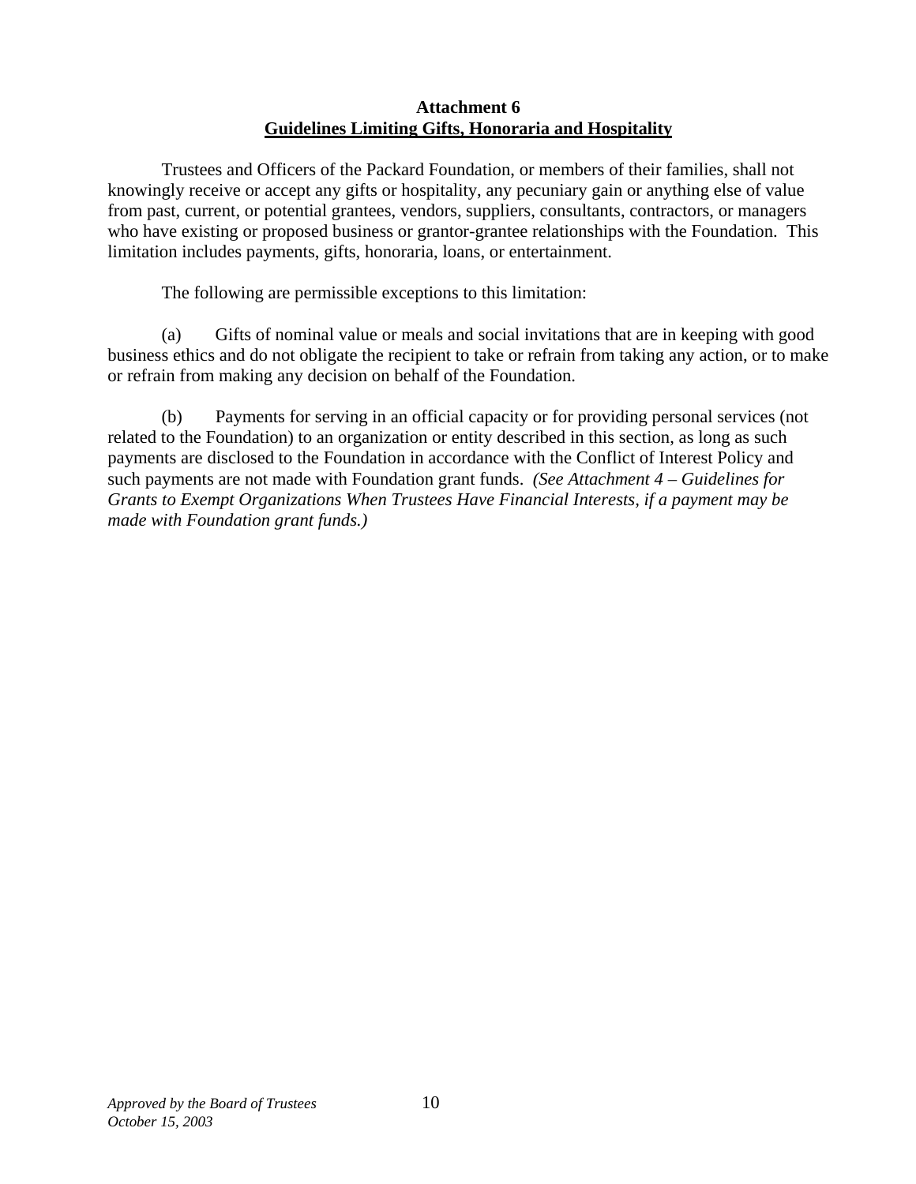**Attachment 6**
**Guidelines Limiting Gifts, Honoraria and Hospitality**

Trustees and Officers of the Packard Foundation, or members of their families, shall not knowingly receive or accept any gifts or hospitality, any pecuniary gain or anything else of value from past, current, or potential grantees, vendors, suppliers, consultants, contractors, or managers who have existing or proposed business or grantor-grantee relationships with the Foundation. This limitation includes payments, gifts, honoraria, loans, or entertainment.

The following are permissible exceptions to this limitation:

(a) Gifts of nominal value or meals and social invitations that are in keeping with good business ethics and do not obligate the recipient to take or refrain from taking any action, or to make or refrain from making any decision on behalf of the Foundation.

(b) Payments for serving in an official capacity or for providing personal services (not related to the Foundation) to an organization or entity described in this section, as long as such payments are disclosed to the Foundation in accordance with the Conflict of Interest Policy and such payments are not made with Foundation grant funds. *(See Attachment 4 – Guidelines for Grants to Exempt Organizations When Trustees Have Financial Interests, if a payment may be made with Foundation grant funds.)*